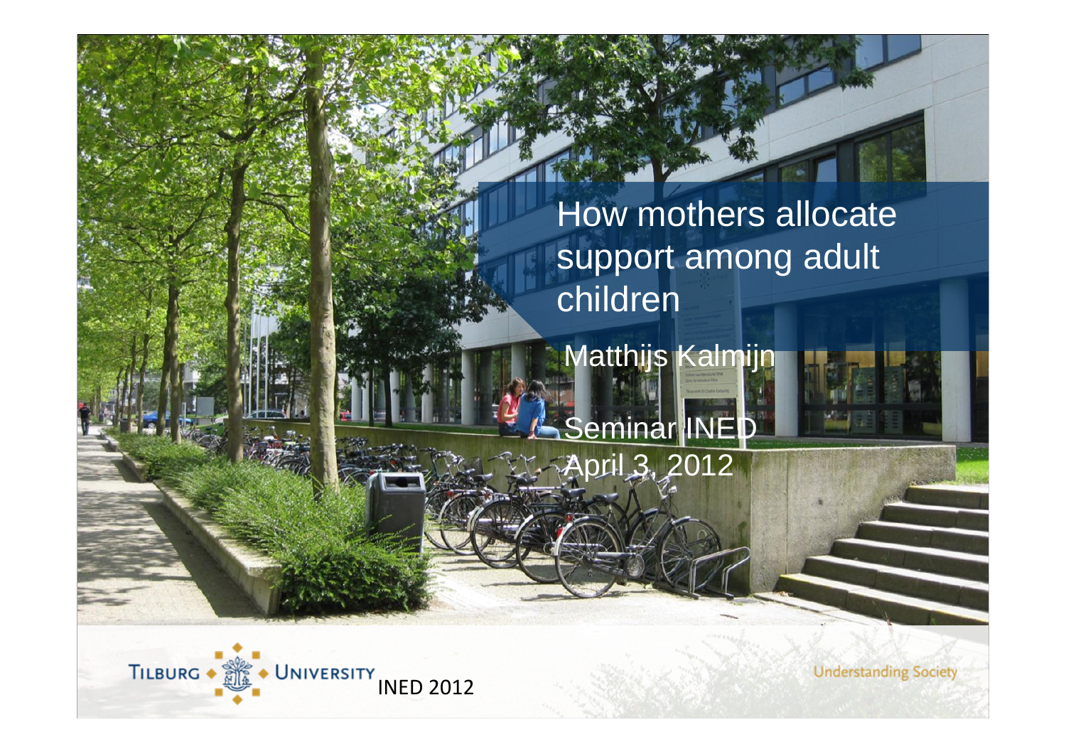# How mothers allocate support among adult children

Matthijs Kalmijn

Seminar INED
April 3, 2012

TILBURG UNIVERSITY

INED 2012

Understanding Society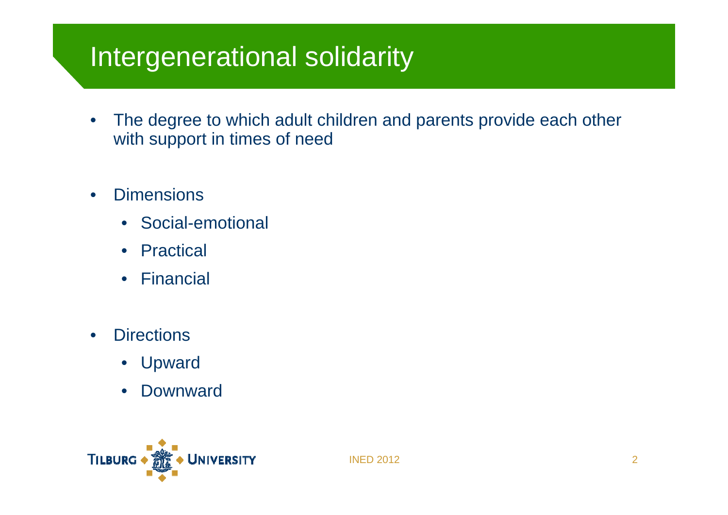# Intergenerational solidarity

- The degree to which adult children and parents provide each other with support in times of need

- Dimensions
  - Social-emotional
  - Practical
  - Financial

- Directions
  - Upward
  - Downward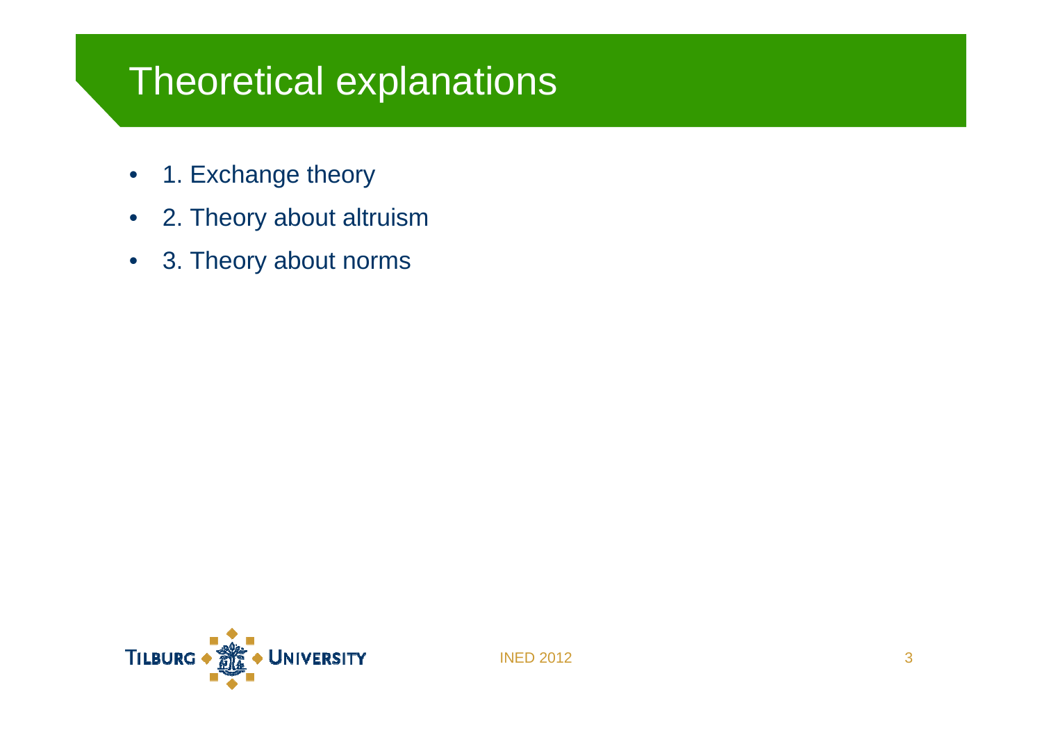# Theoretical explanations

- 1. Exchange theory
- 2. Theory about altruism
- 3. Theory about norms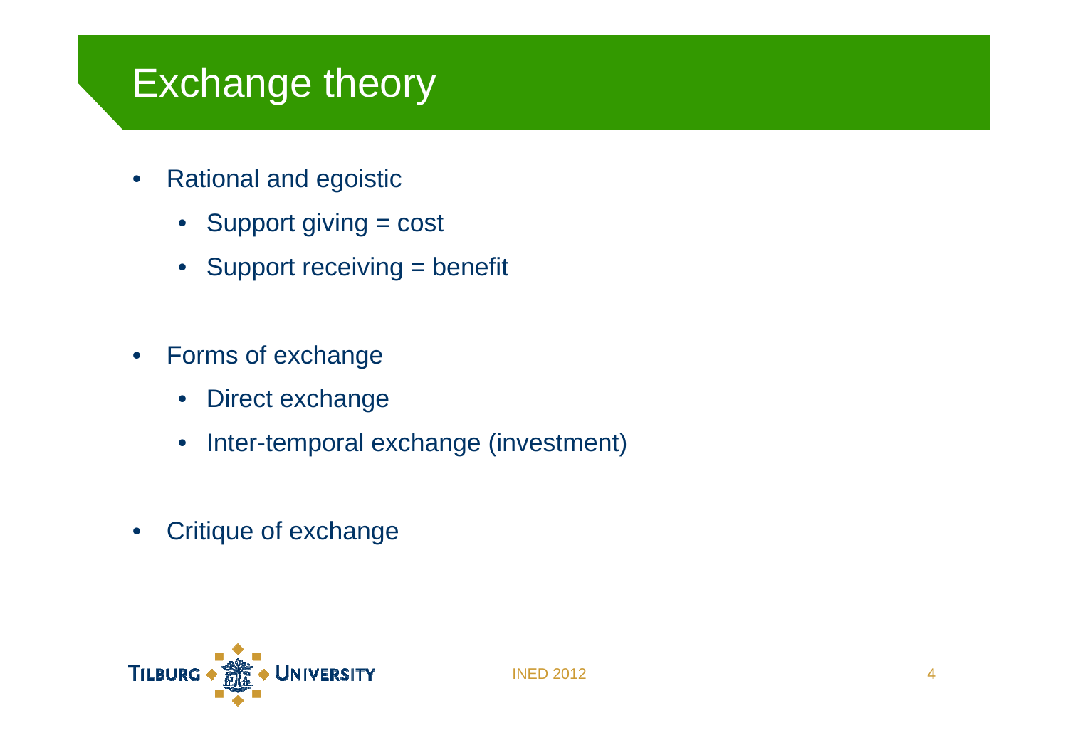# Exchange theory

- Rational and egoistic
  - Support giving = cost
  - Support receiving = benefit
- Forms of exchange
  - Direct exchange
  - Inter-temporal exchange (investment)
- Critique of exchange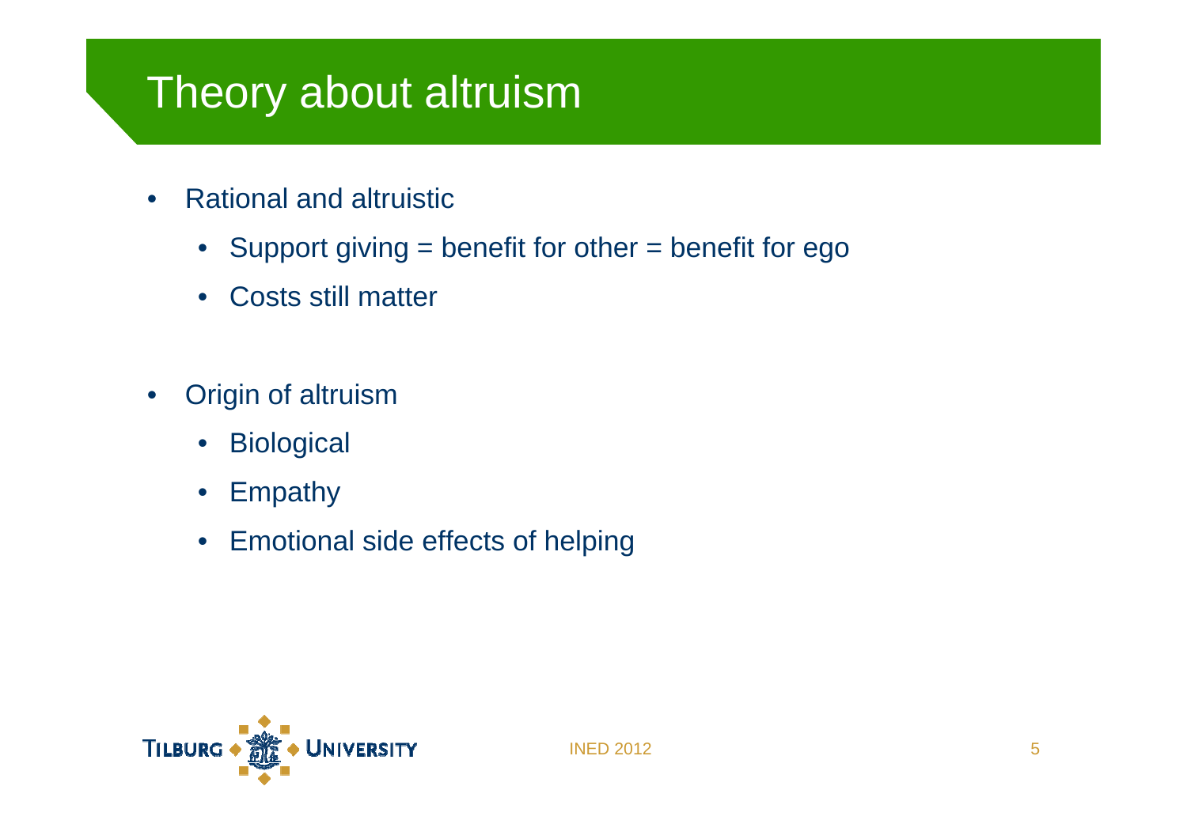# Theory about altruism

- Rational and altruistic
  - Support giving = benefit for other = benefit for ego
  - Costs still matter

- Origin of altruism
  - Biological
  - Empathy
  - Emotional side effects of helping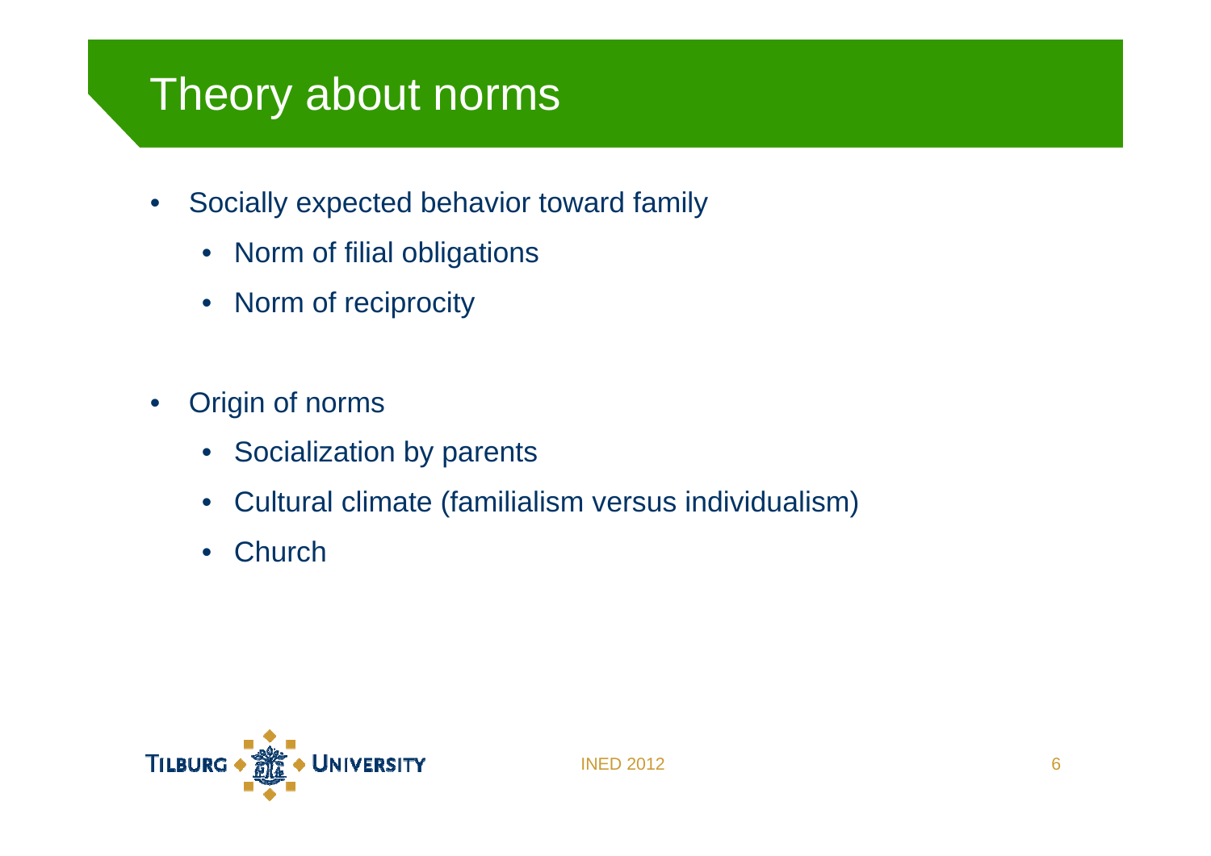# Theory about norms

- Socially expected behavior toward family
  - Norm of filial obligations
  - Norm of reciprocity

- Origin of norms
  - Socialization by parents
  - Cultural climate (familialism versus individualism)
  - Church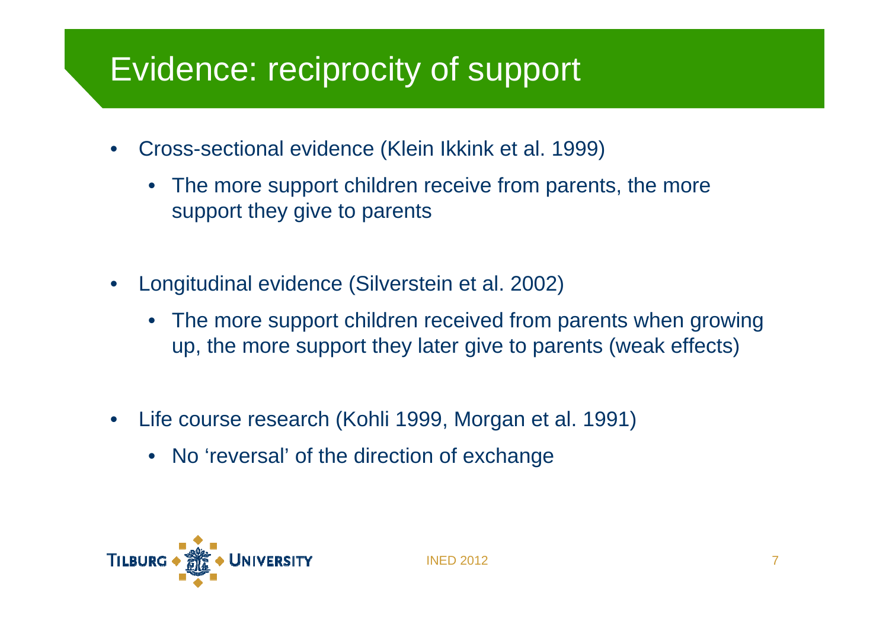# Evidence: reciprocity of support

- Cross-sectional evidence (Klein Ikkink et al. 1999)
  - The more support children receive from parents, the more support they give to parents
- Longitudinal evidence (Silverstein et al. 2002)
  - The more support children received from parents when growing up, the more support they later give to parents (weak effects)
- Life course research (Kohli 1999, Morgan et al. 1991)
  - No 'reversal' of the direction of exchange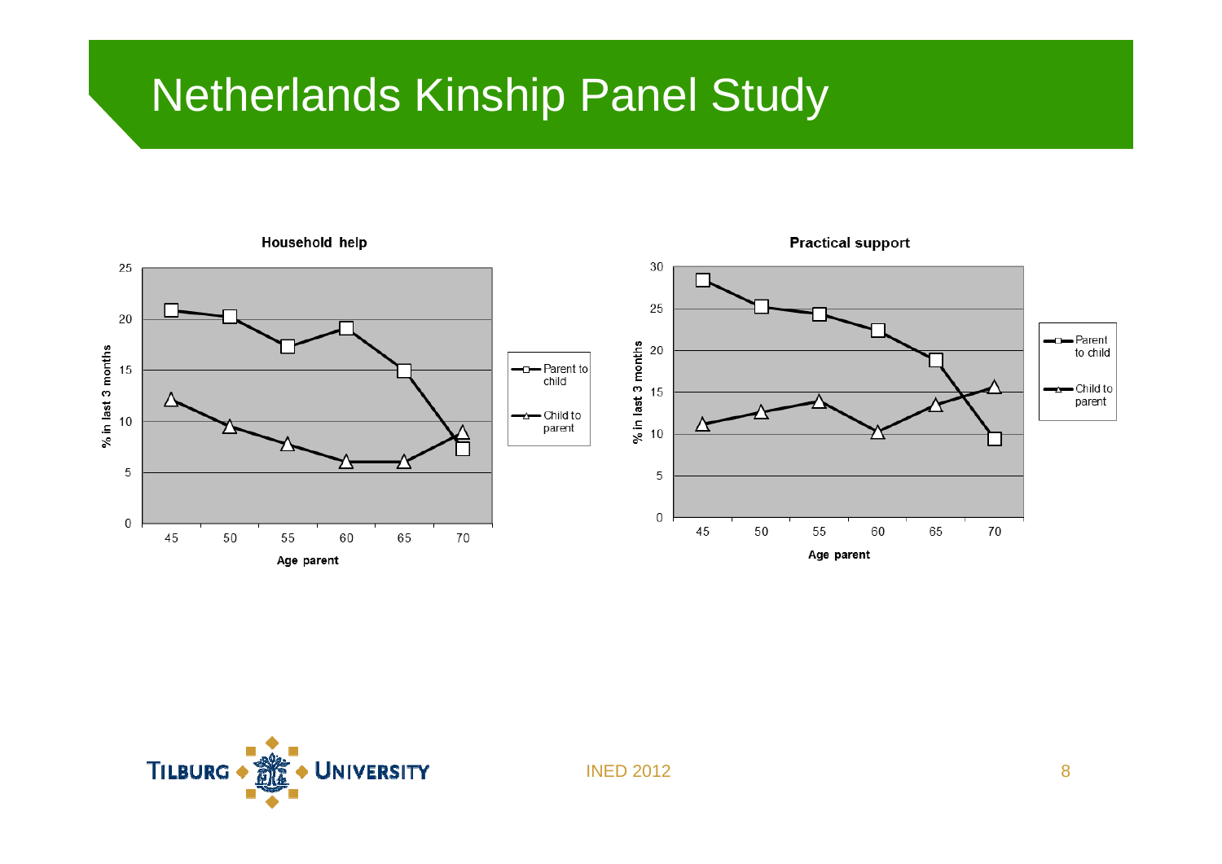# Netherlands Kinship Panel Study

**Household help**

% in last 3 months

25
20
15
10
5
0

45 50 55 60 65 70

Age parent

Parent to child

Child to parent

**Practical support**

% in last 3 months

30
25
20
15
10
5
0

45 50 55 60 65 70

Age parent

Parent to child

Child to parent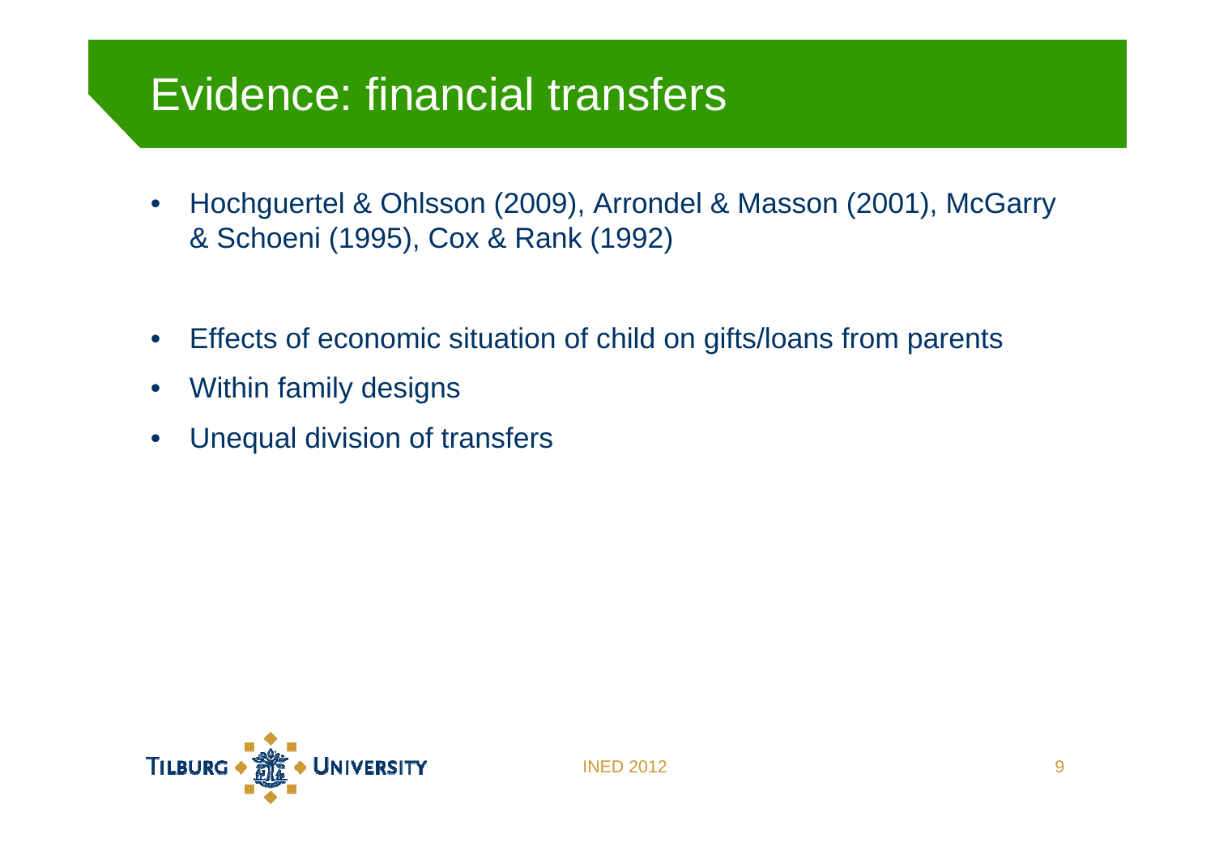# Evidence: financial transfers

- Hochguertel & Ohlsson (2009), Arrondel & Masson (2001), McGarry & Schoeni (1995), Cox & Rank (1992)

- Effects of economic situation of child on gifts/loans from parents
- Within family designs
- Unequal division of transfers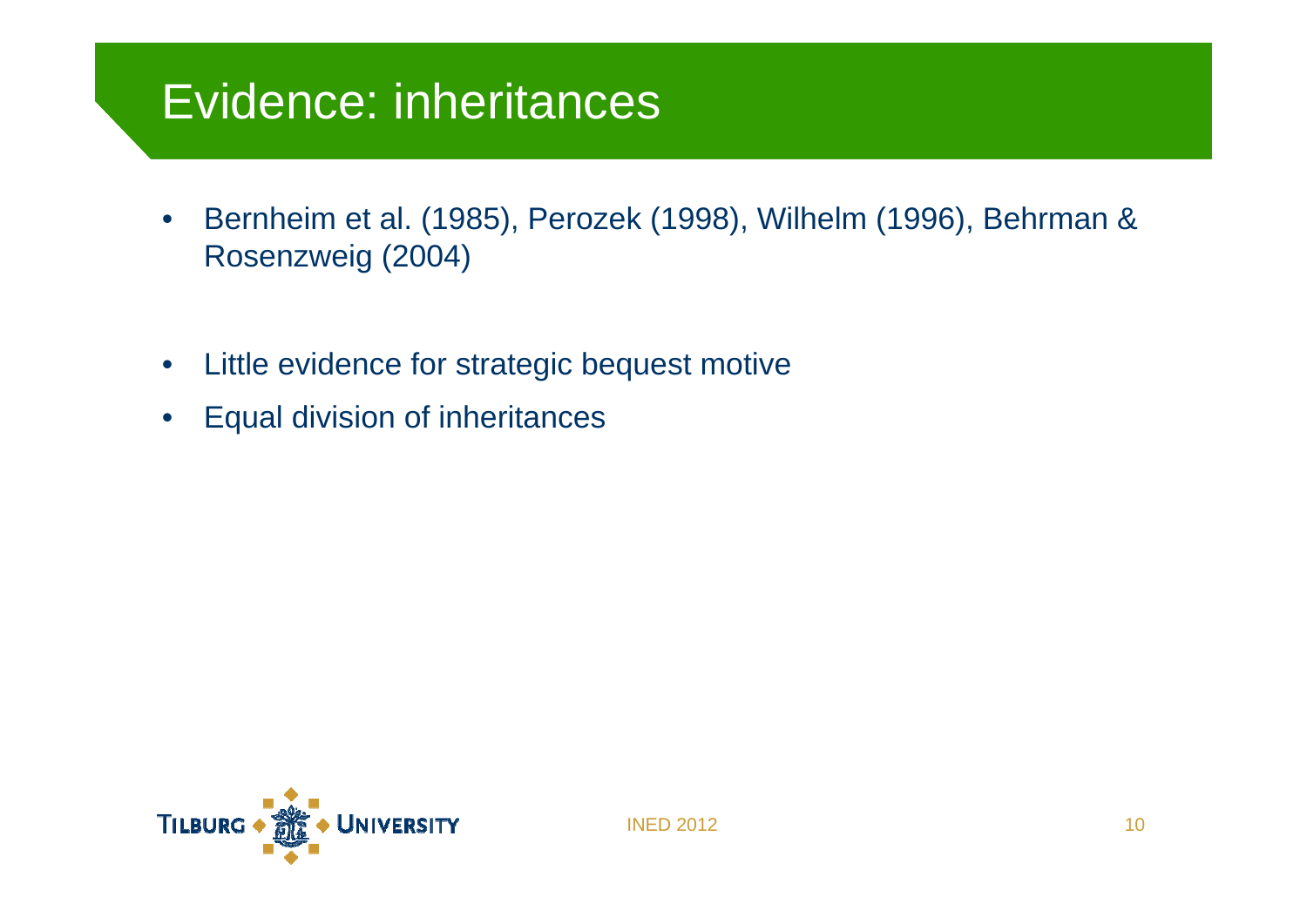# Evidence: inheritances

- Bernheim et al. (1985), Perozek (1998), Wilhelm (1996), Behrman & Rosenzweig (2004)

- Little evidence for strategic bequest motive
- Equal division of inheritances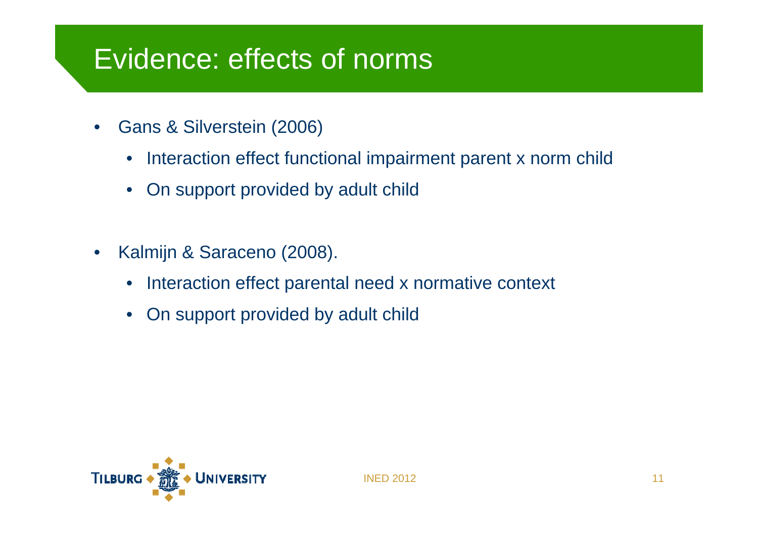# Evidence: effects of norms

- Gans & Silverstein (2006)
  - Interaction effect functional impairment parent x norm child
  - On support provided by adult child

- Kalmijn & Saraceno (2008).
  - Interaction effect parental need x normative context
  - On support provided by adult child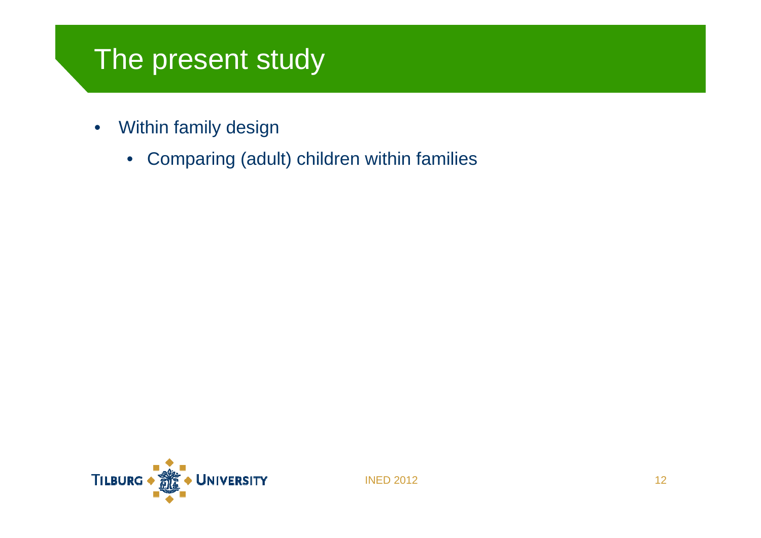# The present study

- Within family design
  - Comparing (adult) children within families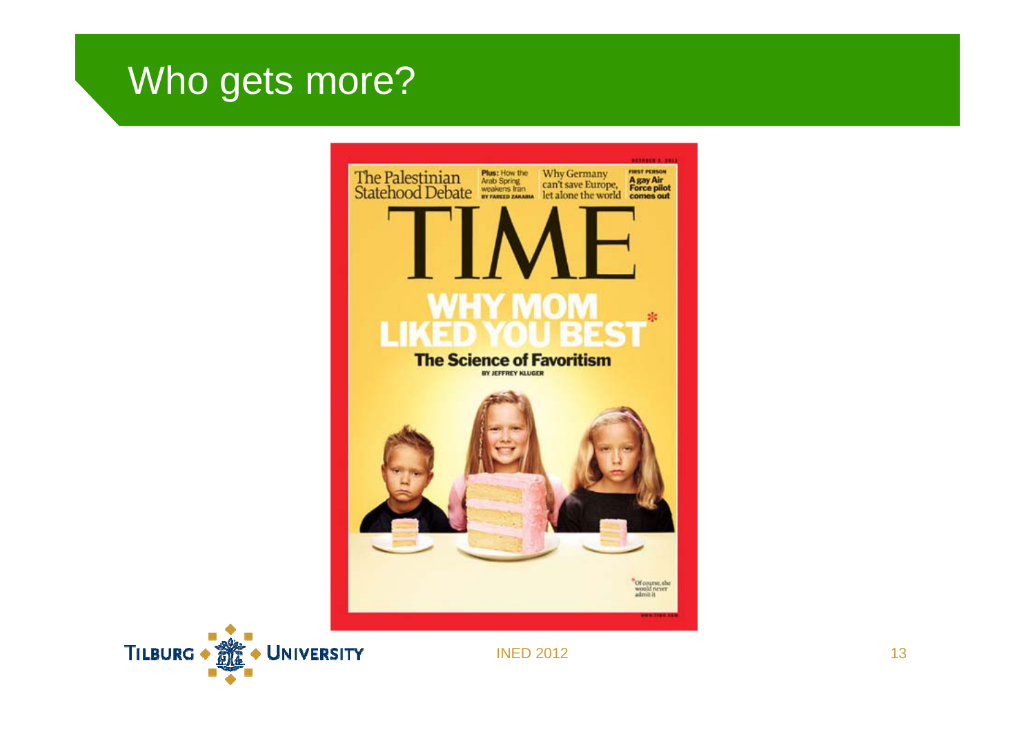# Who gets more?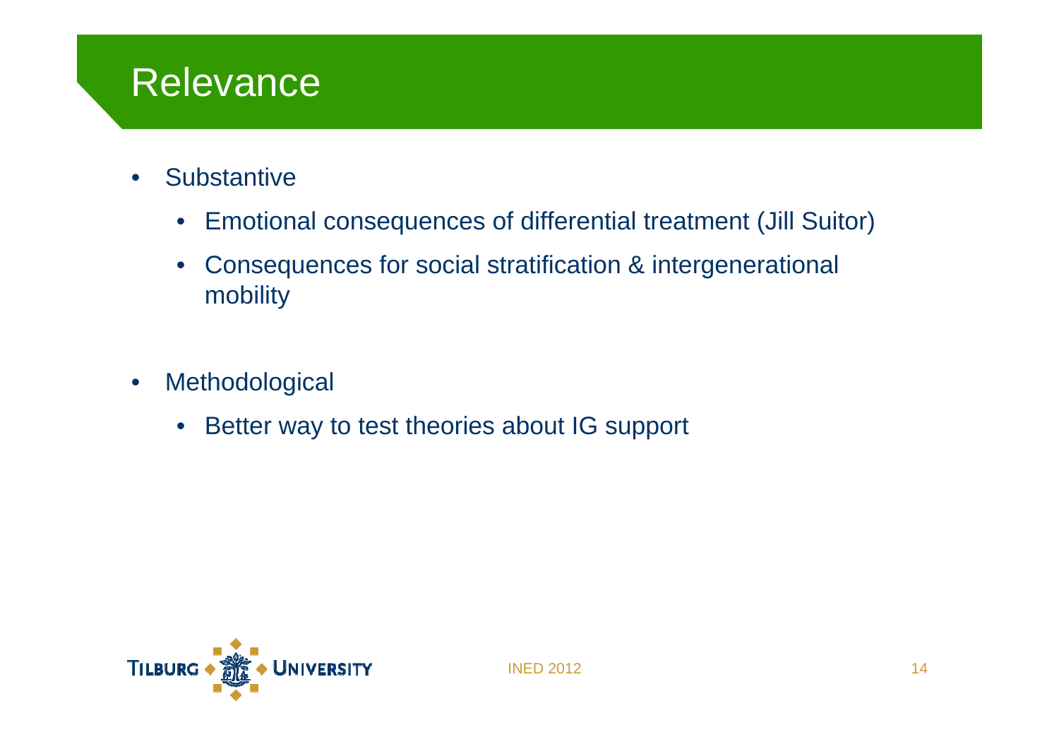# Relevance

- Substantive
  - Emotional consequences of differential treatment (Jill Suitor)
  - Consequences for social stratification & intergenerational mobility
- Methodological
  - Better way to test theories about IG support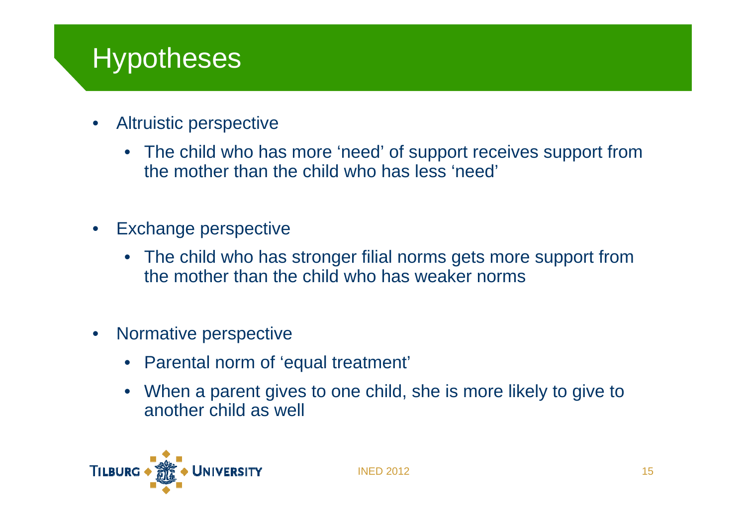# Hypotheses

- Altruistic perspective
  - The child who has more 'need' of support receives support from the mother than the child who has less 'need'
- Exchange perspective
  - The child who has stronger filial norms gets more support from the mother than the child who has weaker norms
- Normative perspective
  - Parental norm of 'equal treatment'
  - When a parent gives to one child, she is more likely to give to another child as well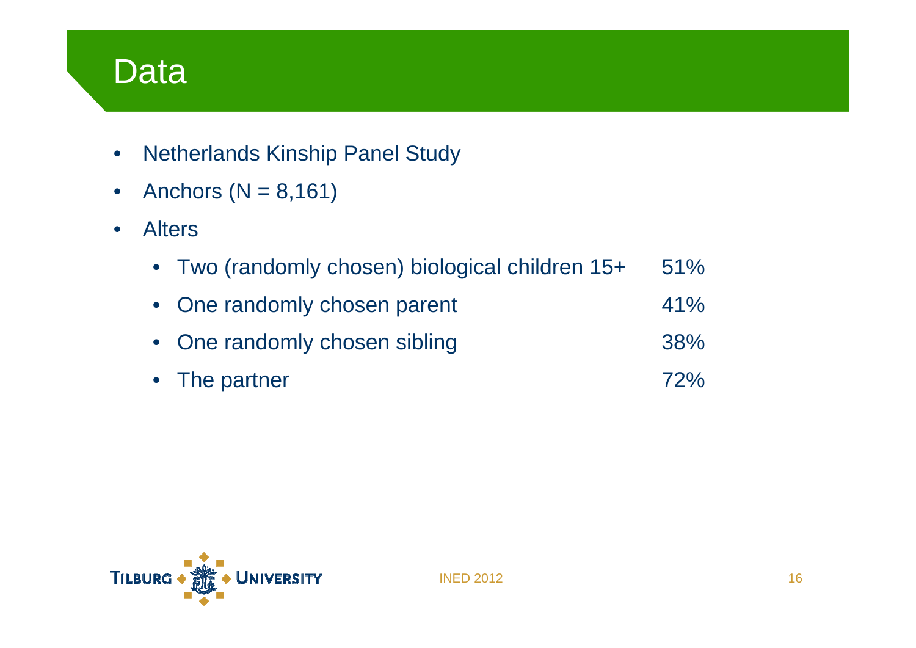# Data

- Netherlands Kinship Panel Study
- Anchors (N = 8,161)
- Alters
  - Two (randomly chosen) biological children 15+ — 51%
  - One randomly chosen parent — 41%
  - One randomly chosen sibling — 38%
  - The partner — 72%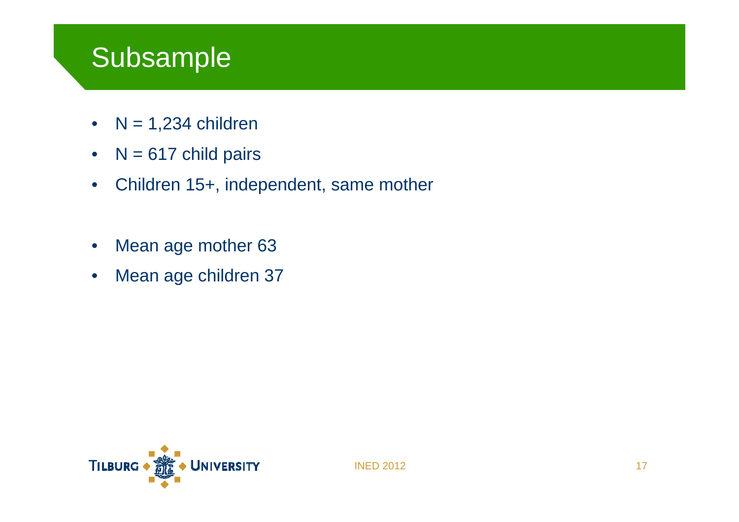# Subsample

- N = 1,234 children
- N = 617 child pairs
- Children 15+, independent, same mother

- Mean age mother 63
- Mean age children 37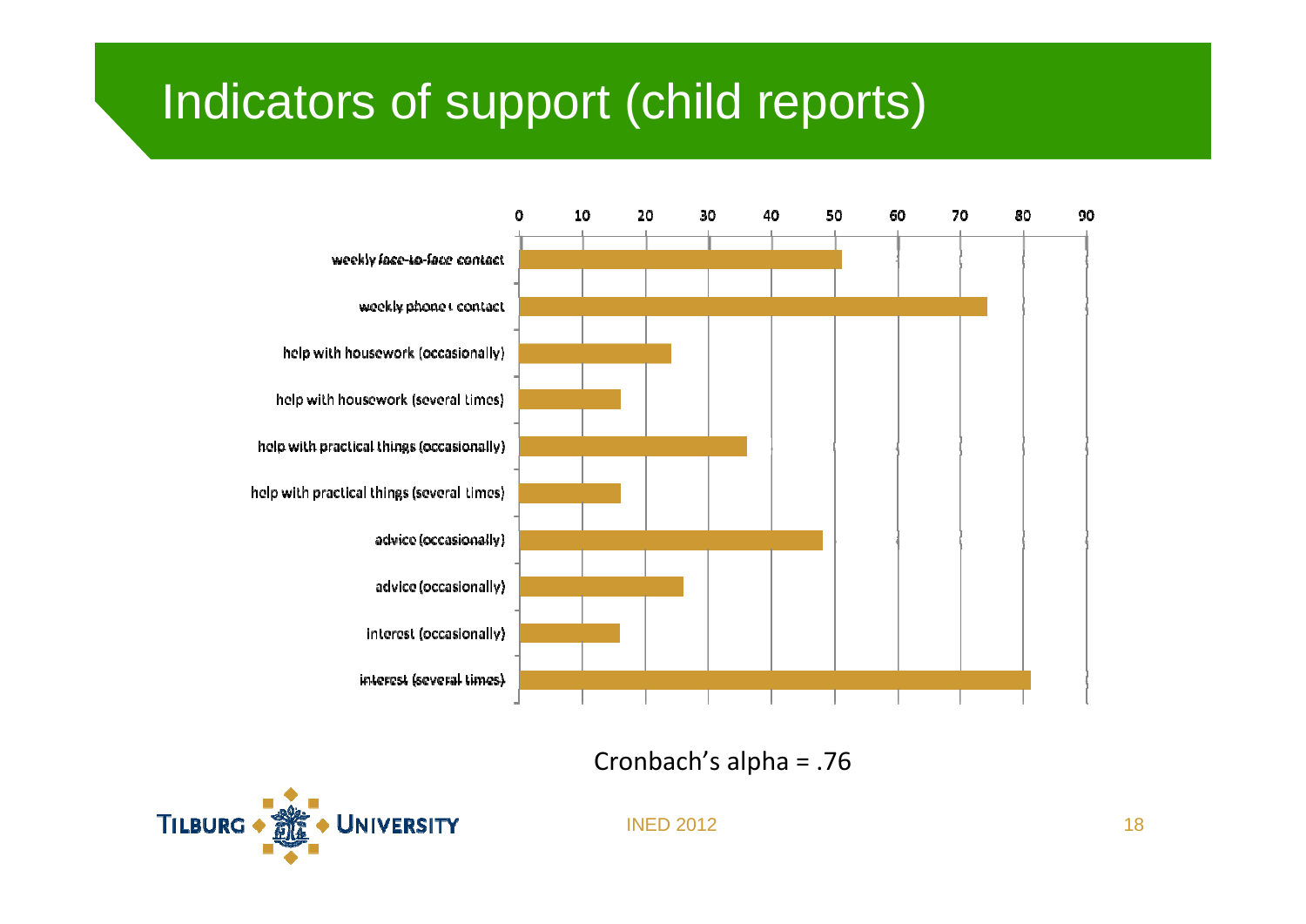# Indicators of support (child reports)

| Indicator | Value (approx.) |
| --- | --- |
| weekly face-to-face contact | 51 |
| weekly phone contact | 74 |
| help with housework (occasionally) | 24 |
| help with housework (several times) | 16 |
| help with practical things (occasionally) | 36 |
| help with practical things (several times) | 16 |
| advice (occasionally) | 48 |
| advice (occasionally) | 26 |
| interest (occasionally) | 16 |
| interest (several times) | 81 |

Cronbach's alpha = .76

INED 2012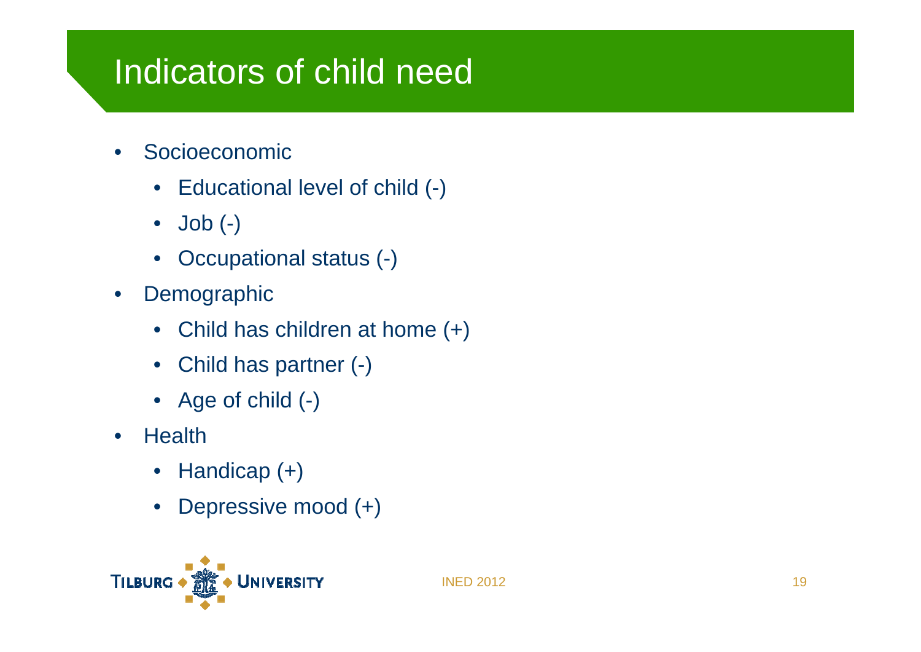# Indicators of child need

- Socioeconomic
  - Educational level of child (-)
  - Job (-)
  - Occupational status (-)
- Demographic
  - Child has children at home (+)
  - Child has partner (-)
  - Age of child (-)
- Health
  - Handicap (+)
  - Depressive mood (+)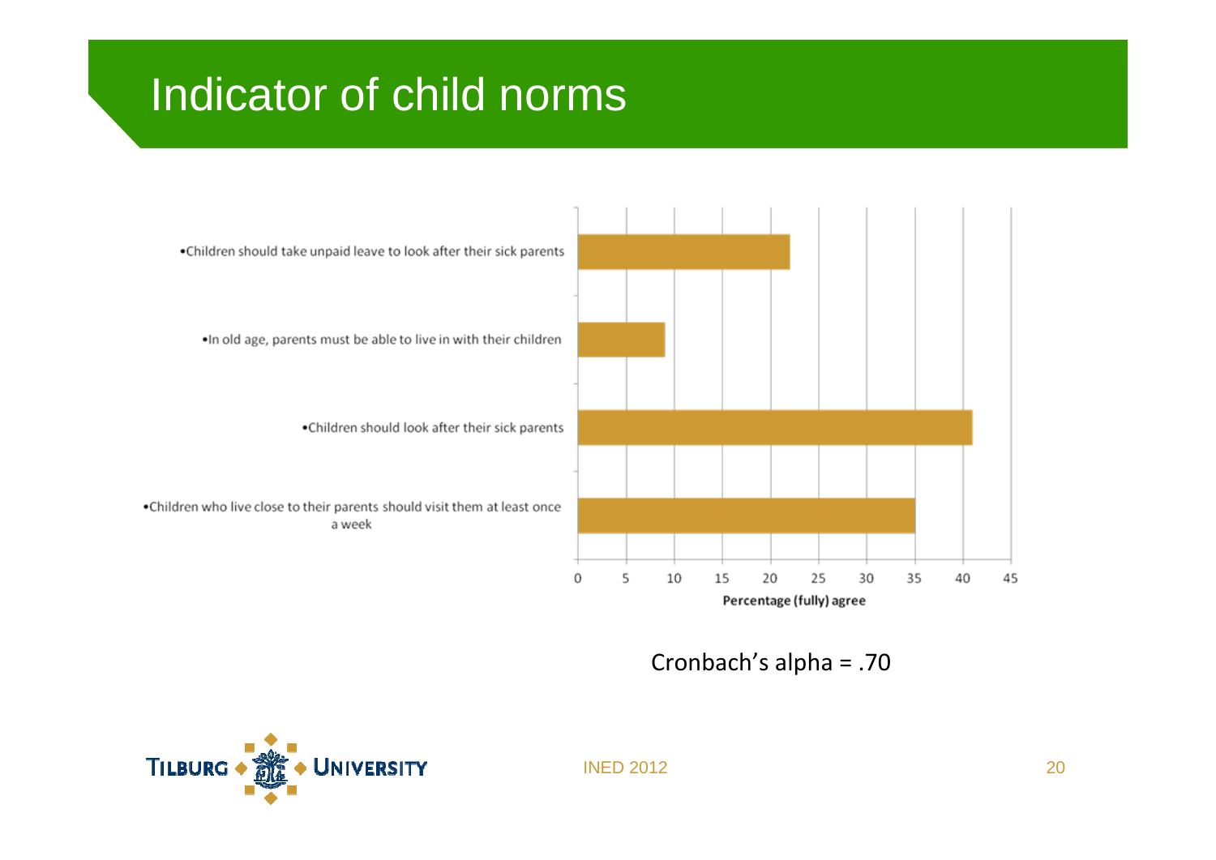# Indicator of child norms

| Item | Percentage (fully) agree |
|---|---|
| Children should take unpaid leave to look after their sick parents | 22 |
| In old age, parents must be able to live in with their children | 9 |
| Children should look after their sick parents | 41 |
| Children who live close to their parents should visit them at least once a week | 35 |

Cronbach's alpha = .70

INED 2012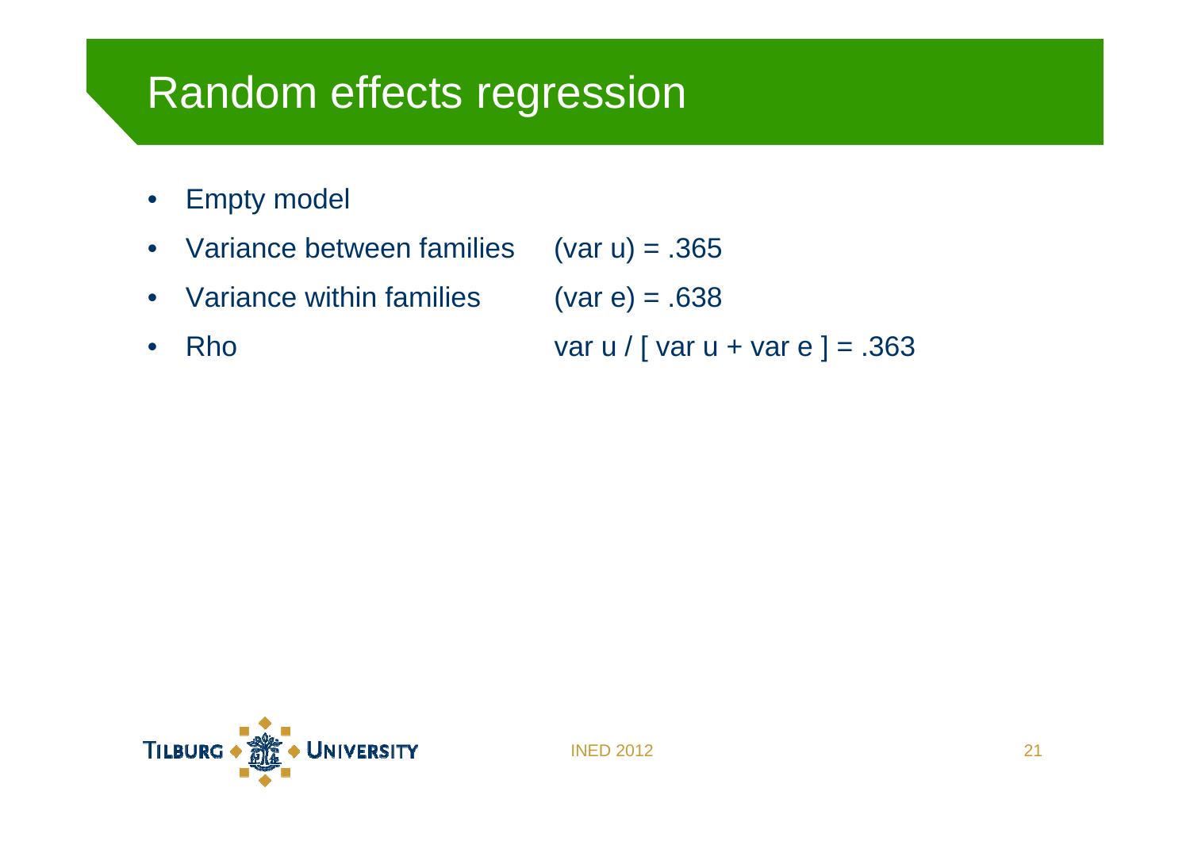# Random effects regression

- Empty model
- Variance between families (var u) = .365
- Variance within families (var e) = .638
- Rho var u / [ var u + var e ] = .363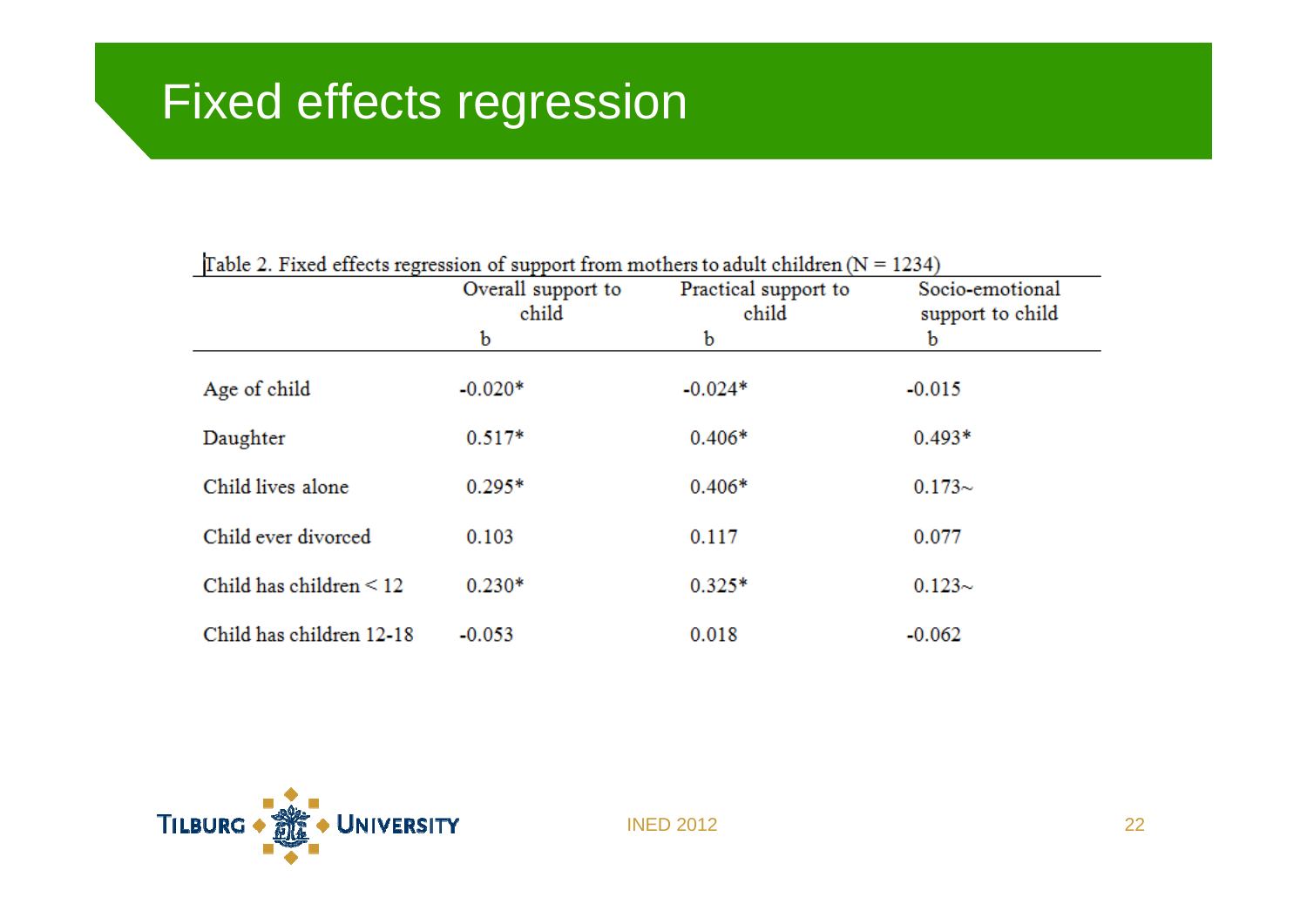# Fixed effects regression

Table 2. Fixed effects regression of support from mothers to adult children (N = 1234)

| | Overall support to child | Practical support to child | Socio-emotional support to child |
|---|---|---|---|
| | b | b | b |
| Age of child | -0.020* | -0.024* | -0.015 |
| Daughter | 0.517* | 0.406* | 0.493* |
| Child lives alone | 0.295* | 0.406* | 0.173~ |
| Child ever divorced | 0.103 | 0.117 | 0.077 |
| Child has children < 12 | 0.230* | 0.325* | 0.123~ |
| Child has children 12-18 | -0.053 | 0.018 | -0.062 |

INED 2012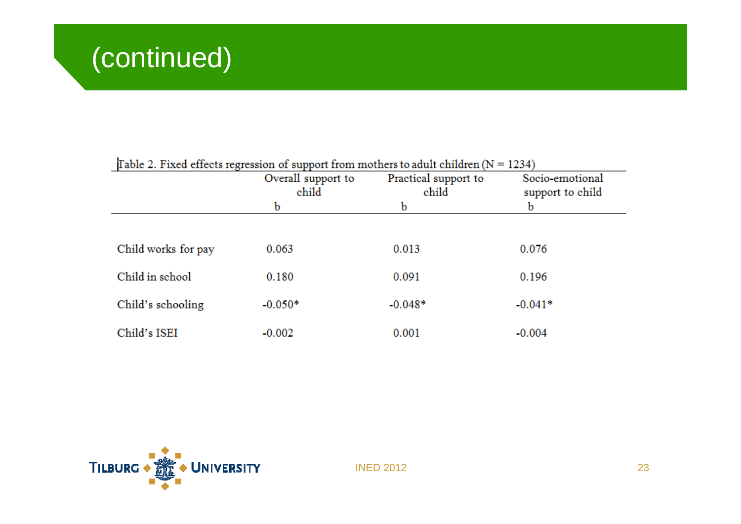# (continued)

Table 2. Fixed effects regression of support from mothers to adult children (N = 1234)

| | Overall support to child | Practical support to child | Socio-emotional support to child |
|---|---|---|---|
| | b | b | b |
| Child works for pay | 0.063 | 0.013 | 0.076 |
| Child in school | 0.180 | 0.091 | 0.196 |
| Child's schooling | -0.050* | -0.048* | -0.041* |
| Child's ISEI | -0.002 | 0.001 | -0.004 |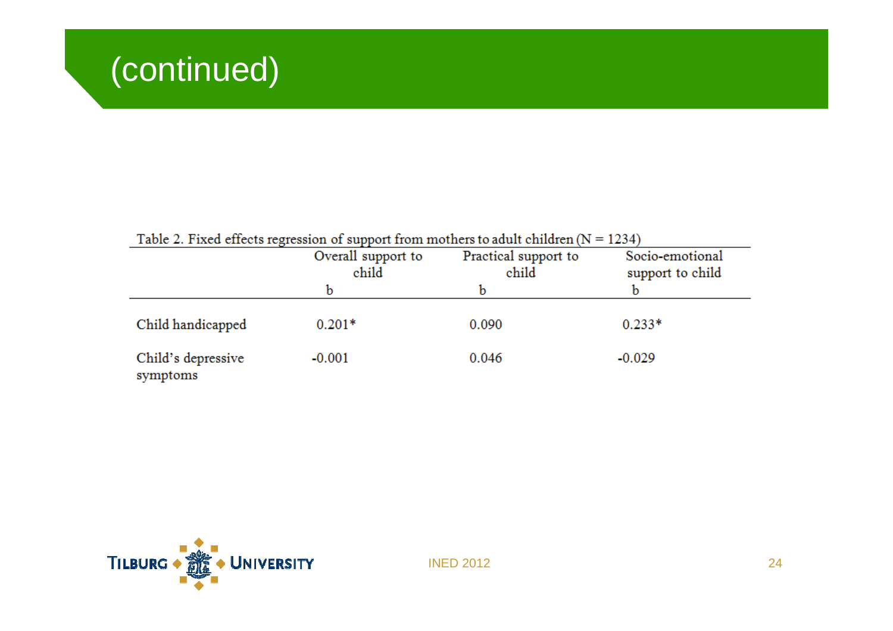# (continued)

Table 2. Fixed effects regression of support from mothers to adult children (N = 1234)

| | Overall support to child | Practical support to child | Socio-emotional support to child |
|---|---|---|---|
| | b | b | b |
| Child handicapped | 0.201* | 0.090 | 0.233* |
| Child's depressive symptoms | -0.001 | 0.046 | -0.029 |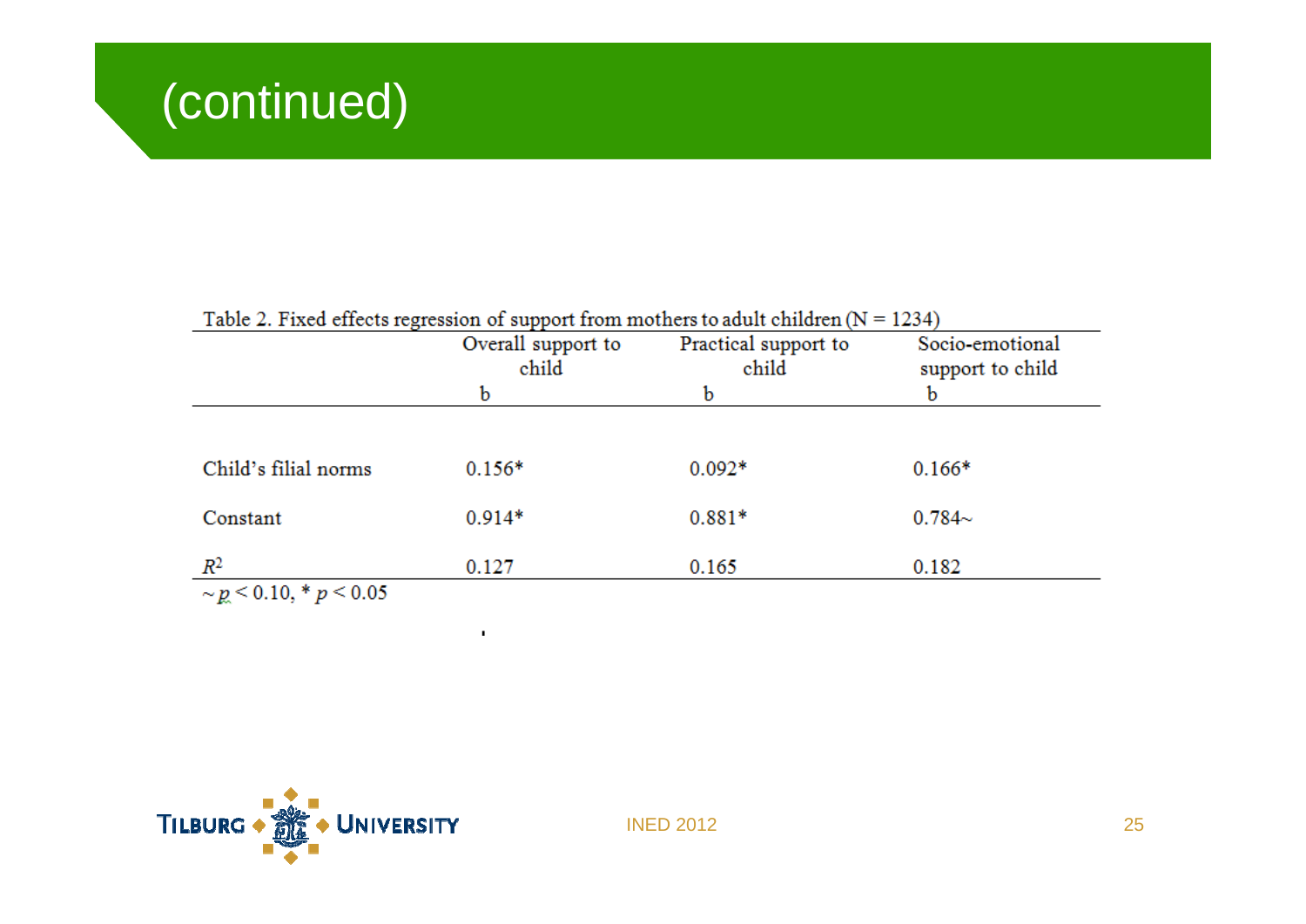# (continued)

Table 2. Fixed effects regression of support from mothers to adult children (N = 1234)

| | Overall support to child | Practical support to child | Socio-emotional support to child |
|---|---|---|---|
| | b | b | b |
| Child's filial norms | 0.156* | 0.092* | 0.166* |
| Constant | 0.914* | 0.881* | 0.784~ |
| $R^2$ | 0.127 | 0.165 | 0.182 |

~ $p < 0.10$, * $p < 0.05$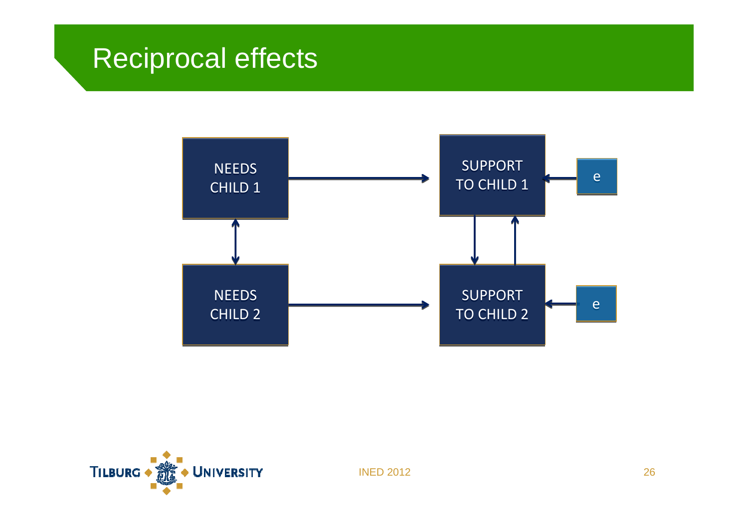# Reciprocal effects

NEEDS CHILD 1

SUPPORT TO CHILD 1

e

NEEDS CHILD 2

SUPPORT TO CHILD 2

e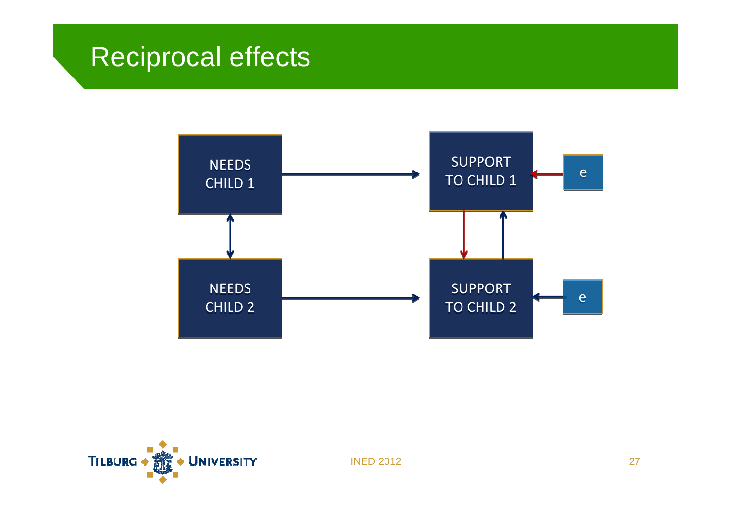# Reciprocal effects

NEEDS CHILD 1

SUPPORT TO CHILD 1

e

NEEDS CHILD 2

SUPPORT TO CHILD 2

e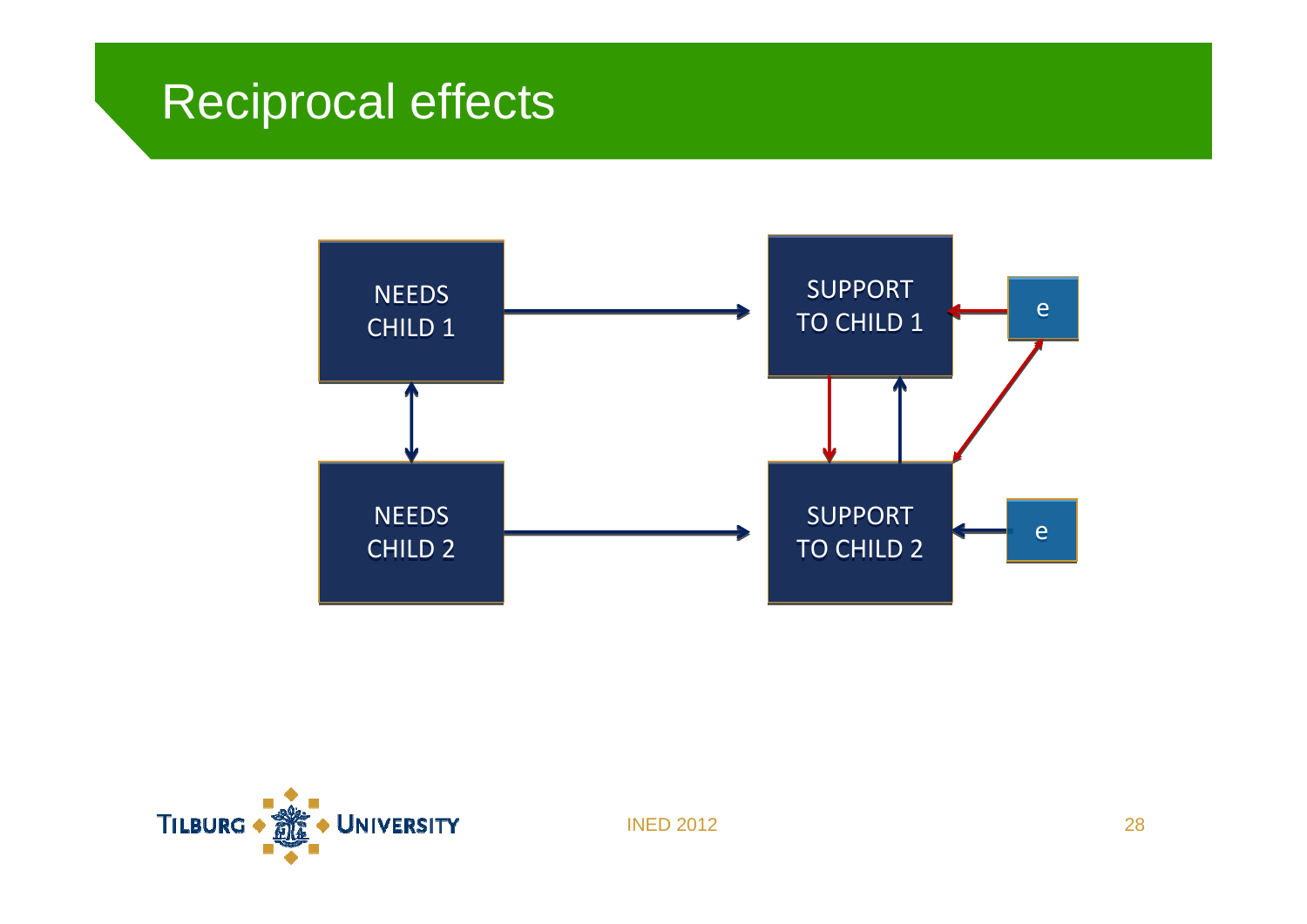# Reciprocal effects

NEEDS CHILD 1

SUPPORT TO CHILD 1

e

NEEDS CHILD 2

SUPPORT TO CHILD 2

e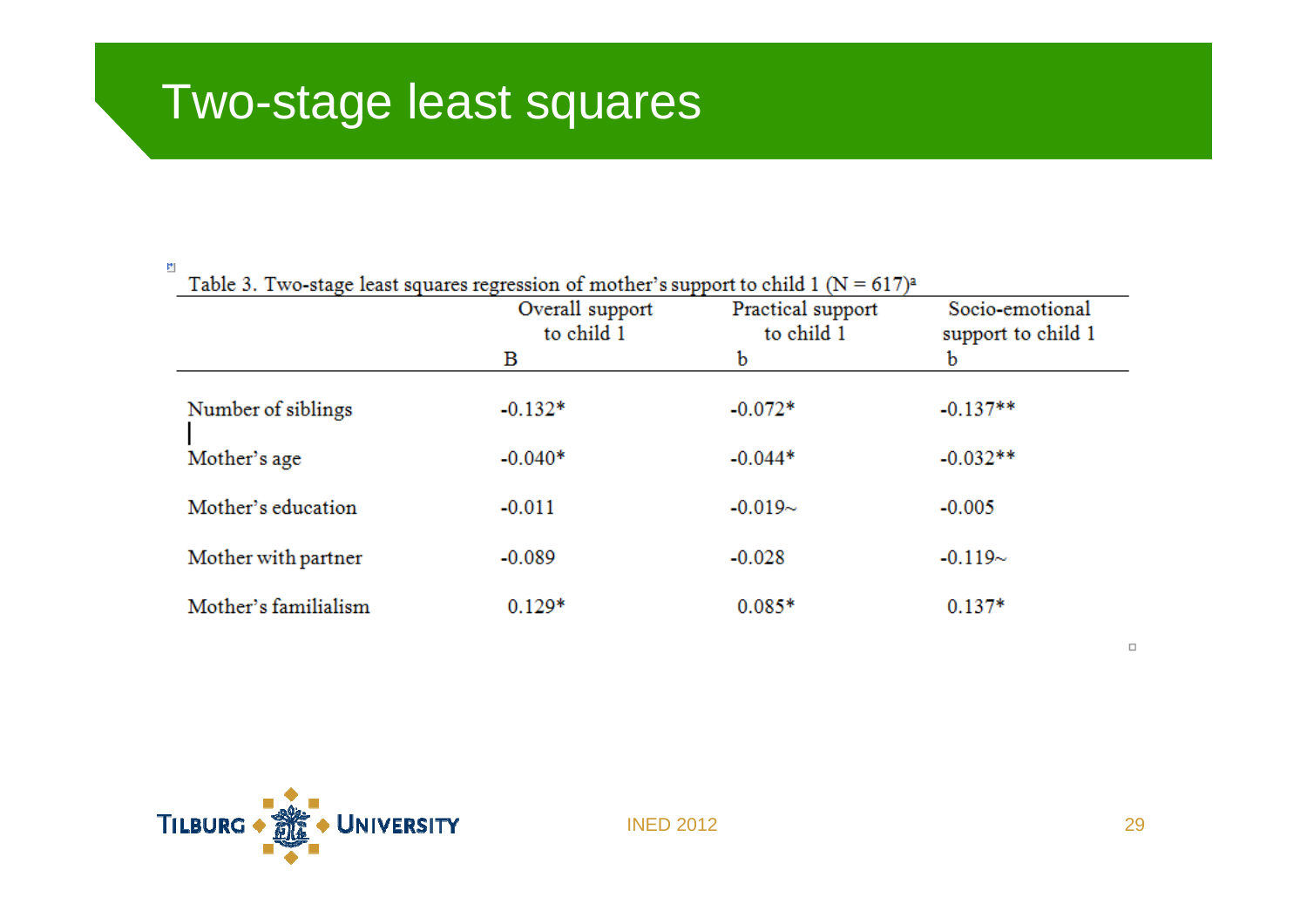# Two-stage least squares

Table 3. Two-stage least squares regression of mother's support to child 1 (N = 617)[a]

| | Overall support to child 1 | Practical support to child 1 | Socio-emotional support to child 1 |
|---|---|---|---|
| | B | b | b |
| Number of siblings | -0.132* | -0.072* | -0.137** |
| Mother's age | -0.040* | -0.044* | -0.032** |
| Mother's education | -0.011 | -0.019~ | -0.005 |
| Mother with partner | -0.089 | -0.028 | -0.119~ |
| Mother's familialism | 0.129* | 0.085* | 0.137* |

INED 2012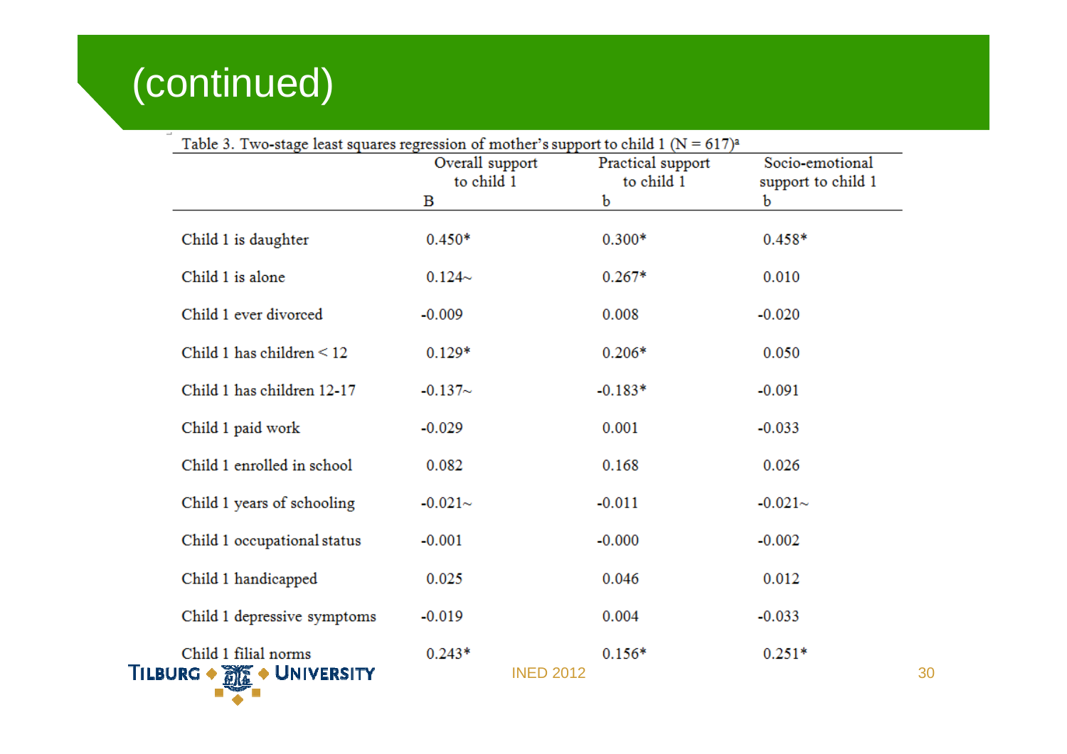# (continued)

Table 3. Two-stage least squares regression of mother's support to child 1 (N = 617)[a]

| | Overall support to child 1 | Practical support to child 1 | Socio-emotional support to child 1 |
|---|---|---|---|
| | B | b | b |
| Child 1 is daughter | 0.450* | 0.300* | 0.458* |
| Child 1 is alone | 0.124~ | 0.267* | 0.010 |
| Child 1 ever divorced | -0.009 | 0.008 | -0.020 |
| Child 1 has children < 12 | 0.129* | 0.206* | 0.050 |
| Child 1 has children 12-17 | -0.137~ | -0.183* | -0.091 |
| Child 1 paid work | -0.029 | 0.001 | -0.033 |
| Child 1 enrolled in school | 0.082 | 0.168 | 0.026 |
| Child 1 years of schooling | -0.021~ | -0.011 | -0.021~ |
| Child 1 occupational status | -0.001 | -0.000 | -0.002 |
| Child 1 handicapped | 0.025 | 0.046 | 0.012 |
| Child 1 depressive symptoms | -0.019 | 0.004 | -0.033 |
| Child 1 filial norms | 0.243* | 0.156* | 0.251* |

INED 2012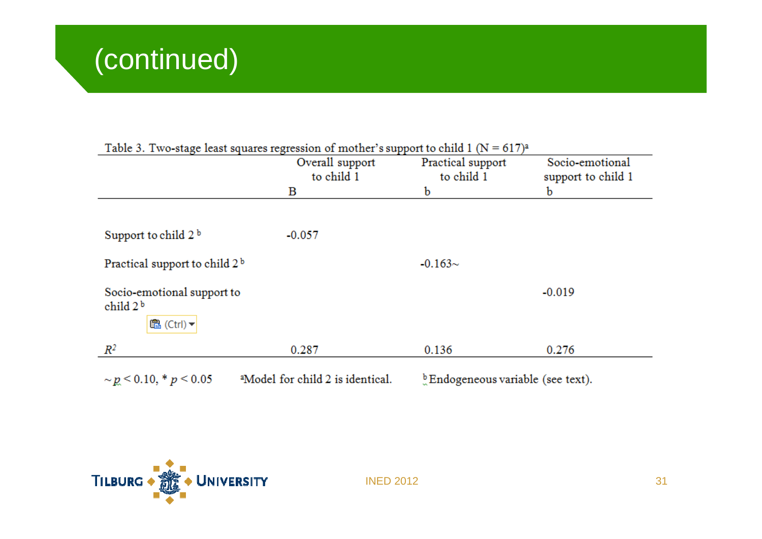# (continued)

Table 3. Two-stage least squares regression of mother's support to child 1 (N = 617)[a]

| | Overall support to child 1 | Practical support to child 1 | Socio-emotional support to child 1 |
|---|---|---|---|
| | B | b | b |
| Support to child 2 [b] | -0.057 | | |
| Practical support to child 2 [b] | | -0.163~ | |
| Socio-emotional support to child 2 [b] | | | -0.019 |
| $R^2$ | 0.287 | 0.136 | 0.276 |

~ $p < 0.10$, * $p < 0.05$ [a]Model for child 2 is identical. [b]Endogeneous variable (see text).

INED 2012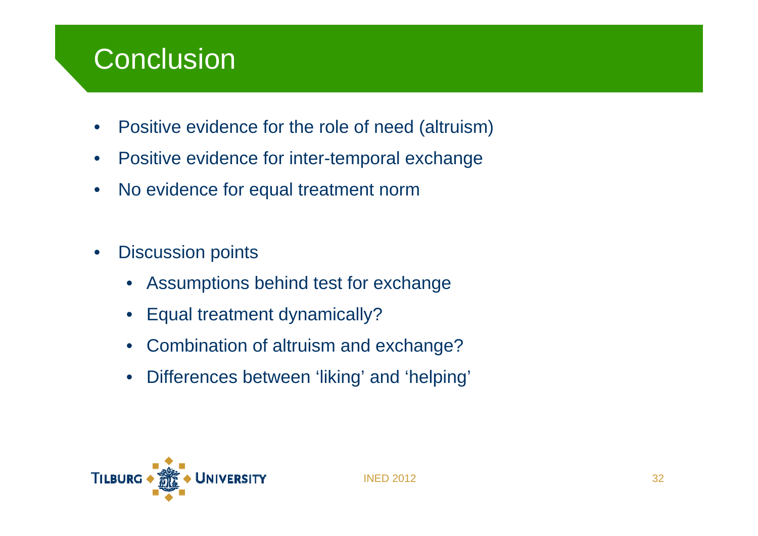# Conclusion

- Positive evidence for the role of need (altruism)
- Positive evidence for inter-temporal exchange
- No evidence for equal treatment norm

- Discussion points
  - Assumptions behind test for exchange
  - Equal treatment dynamically?
  - Combination of altruism and exchange?
  - Differences between ‘liking’ and ‘helping’